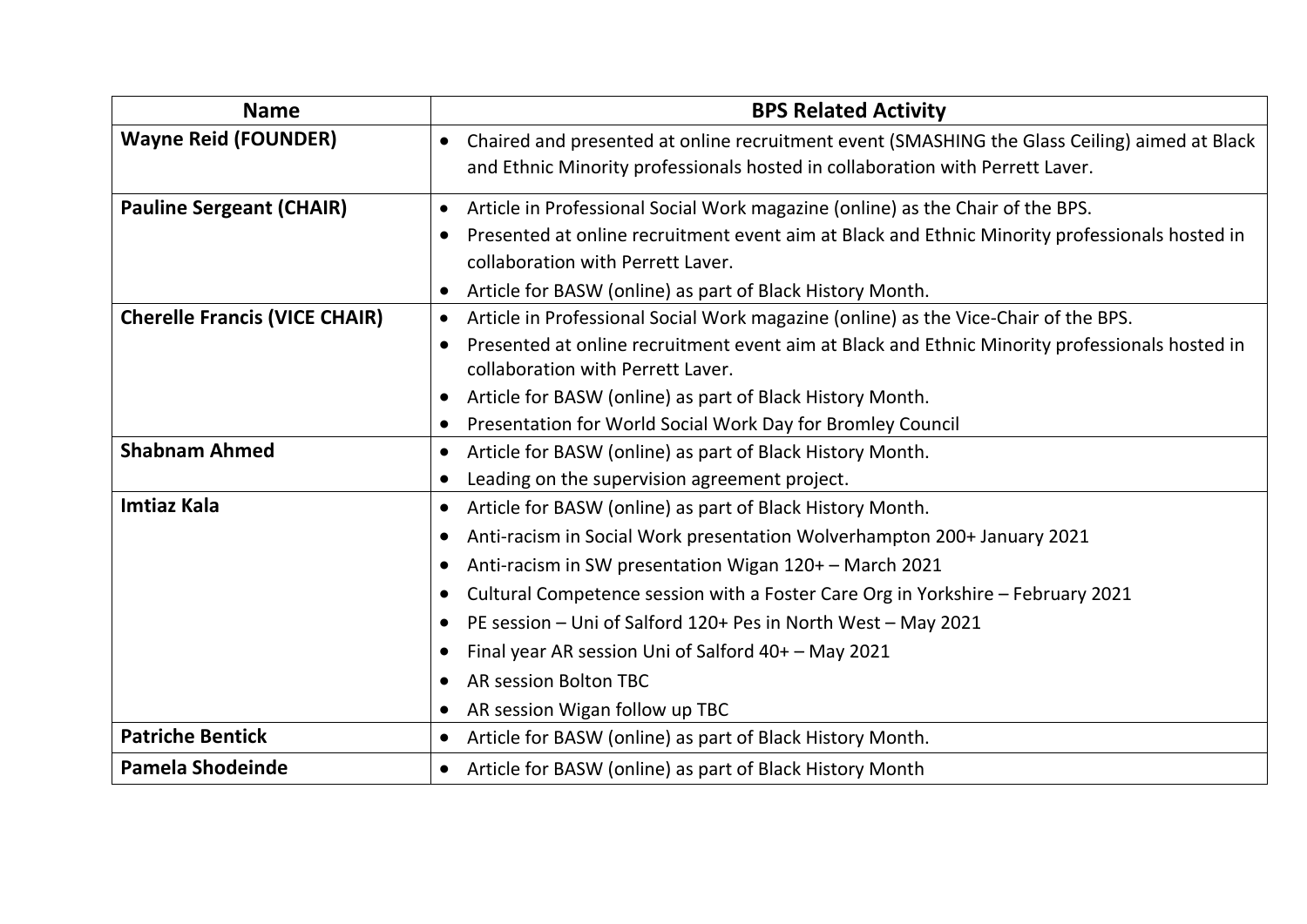| Name | BPS Related Activity |
|---|---|
| **Wayne Reid (FOUNDER)** | • Chaired and presented at online recruitment event (SMASHING the Glass Ceiling) aimed at Black and Ethnic Minority professionals hosted in collaboration with Perrett Laver. |
| **Pauline Sergeant (CHAIR)** | • Article in Professional Social Work magazine (online) as the Chair of the BPS.<br>• Presented at online recruitment event aim at Black and Ethnic Minority professionals hosted in collaboration with Perrett Laver.<br>• Article for BASW (online) as part of Black History Month. |
| **Cherelle Francis (VICE CHAIR)** | • Article in Professional Social Work magazine (online) as the Vice-Chair of the BPS.<br>• Presented at online recruitment event aim at Black and Ethnic Minority professionals hosted in collaboration with Perrett Laver.<br>• Article for BASW (online) as part of Black History Month.<br>• Presentation for World Social Work Day for Bromley Council |
| **Shabnam Ahmed** | • Article for BASW (online) as part of Black History Month.<br>• Leading on the supervision agreement project. |
| **Imtiaz Kala** | • Article for BASW (online) as part of Black History Month.<br>• Anti-racism in Social Work presentation Wolverhampton 200+ January 2021<br>• Anti-racism in SW presentation Wigan 120+ – March 2021<br>• Cultural Competence session with a Foster Care Org in Yorkshire – February 2021<br>• PE session – Uni of Salford 120+ Pes in North West – May 2021<br>• Final year AR session Uni of Salford 40+ – May 2021<br>• AR session Bolton TBC<br>• AR session Wigan follow up TBC |
| **Patriche Bentick** | • Article for BASW (online) as part of Black History Month. |
| **Pamela Shodeinde** | • Article for BASW (online) as part of Black History Month |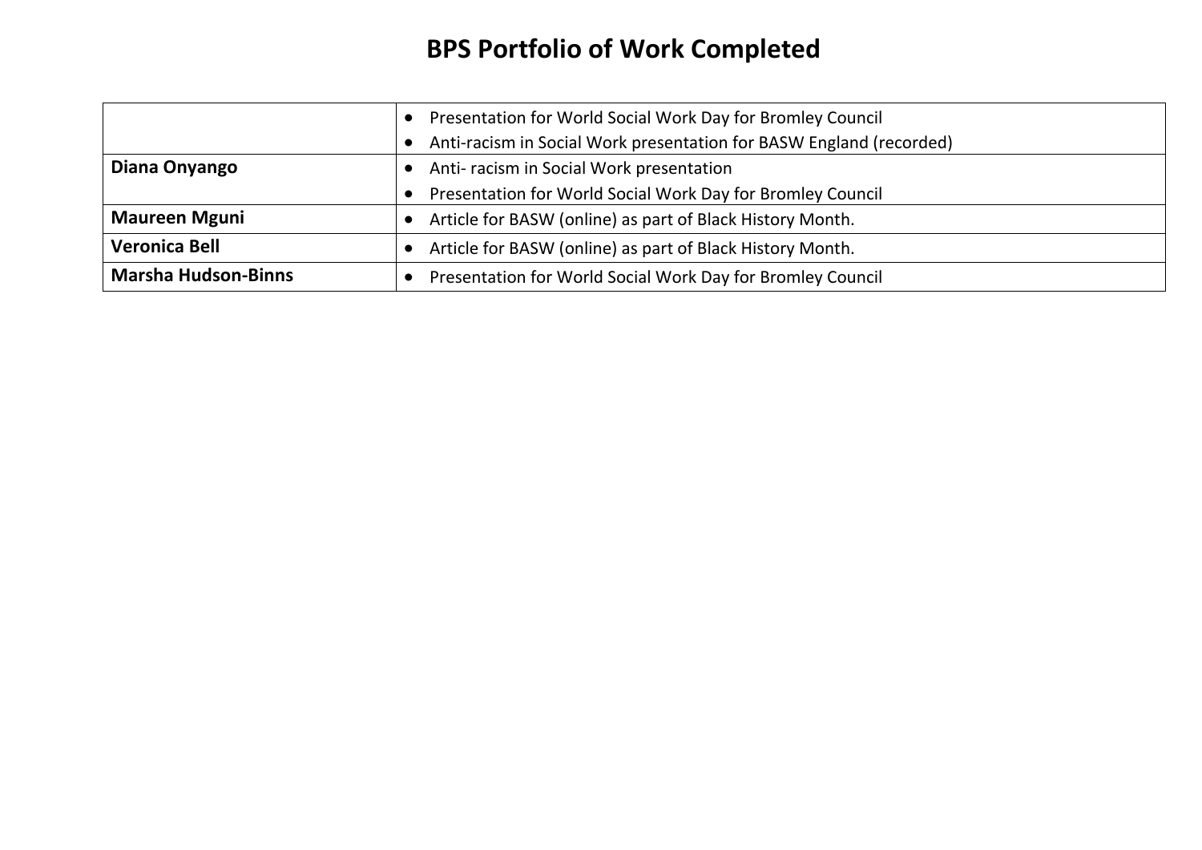# BPS Portfolio of Work Completed

| | |
|---|---|
| | • Presentation for World Social Work Day for Bromley Council<br>• Anti-racism in Social Work presentation for BASW England (recorded) |
| **Diana Onyango** | • Anti- racism in Social Work presentation<br>• Presentation for World Social Work Day for Bromley Council |
| **Maureen Mguni** | • Article for BASW (online) as part of Black History Month. |
| **Veronica Bell** | • Article for BASW (online) as part of Black History Month. |
| **Marsha Hudson-Binns** | • Presentation for World Social Work Day for Bromley Council |